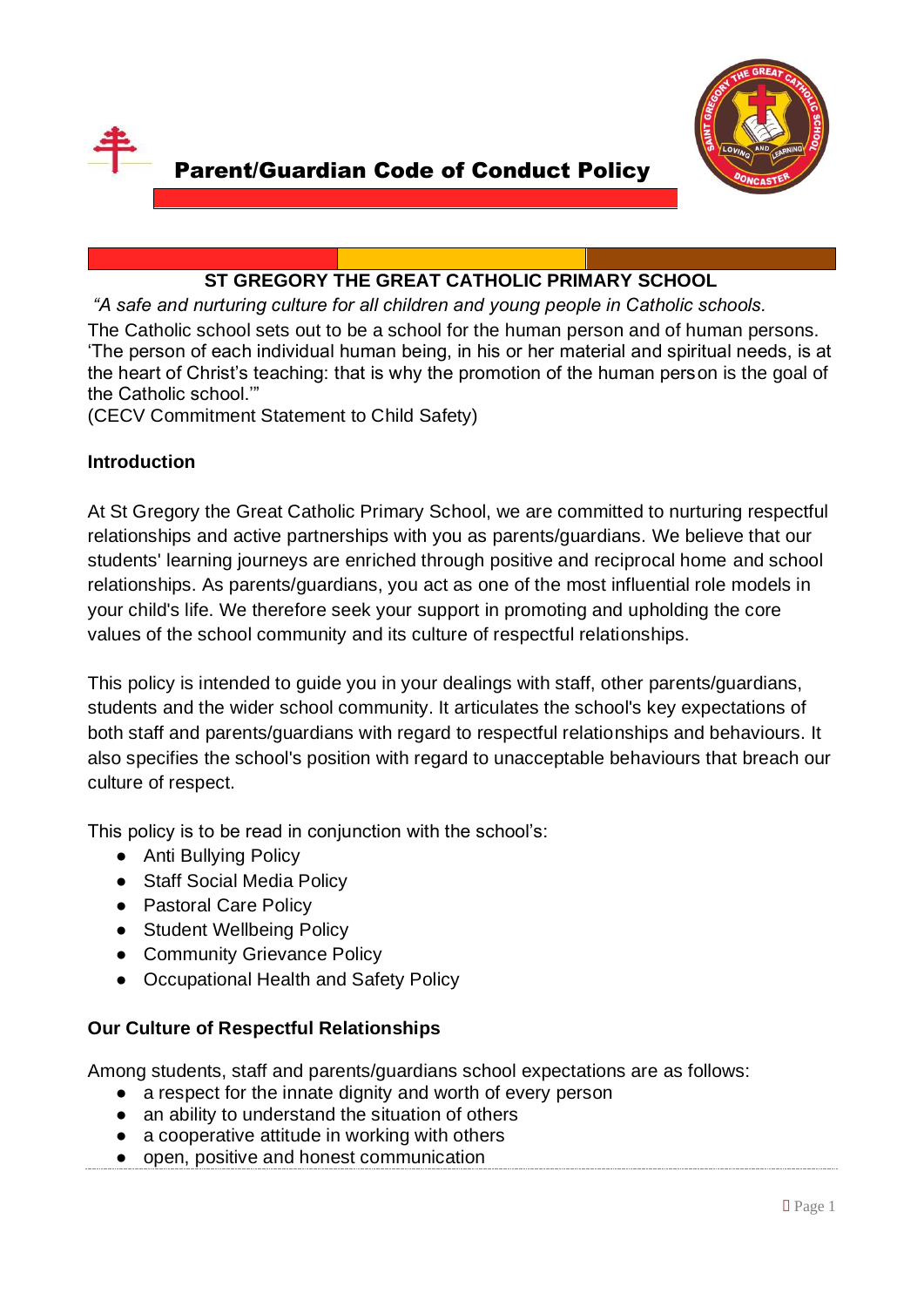# Parent/Guardian Code of Conduct Policy

**ST GREGORY THE GREAT CATHOLIC PRIMARY SCHOOL**

*"A safe and nurturing culture for all children and young people in Catholic schools.*

The Catholic school sets out to be a school for the human person and of human persons. 'The person of each individual human being, in his or her material and spiritual needs, is at the heart of Christ's teaching: that is why the promotion of the human person is the goal of the Catholic school.'"

(CECV Commitment Statement to Child Safety)

## Introduction

At St Gregory the Great Catholic Primary School, we are committed to nurturing respectful relationships and active partnerships with you as parents/guardians. We believe that our students' learning journeys are enriched through positive and reciprocal home and school relationships. As parents/guardians, you act as one of the most influential role models in your child's life. We therefore seek your support in promoting and upholding the core values of the school community and its culture of respectful relationships.

This policy is intended to guide you in your dealings with staff, other parents/guardians, students and the wider school community. It articulates the school's key expectations of both staff and parents/guardians with regard to respectful relationships and behaviours. It also specifies the school's position with regard to unacceptable behaviours that breach our culture of respect.

This policy is to be read in conjunction with the school's:

- Anti Bullying Policy
- Staff Social Media Policy
- Pastoral Care Policy
- Student Wellbeing Policy
- Community Grievance Policy
- Occupational Health and Safety Policy

## Our Culture of Respectful Relationships

Among students, staff and parents/guardians school expectations are as follows:

- a respect for the innate dignity and worth of every person
- an ability to understand the situation of others
- a cooperative attitude in working with others
- open, positive and honest communication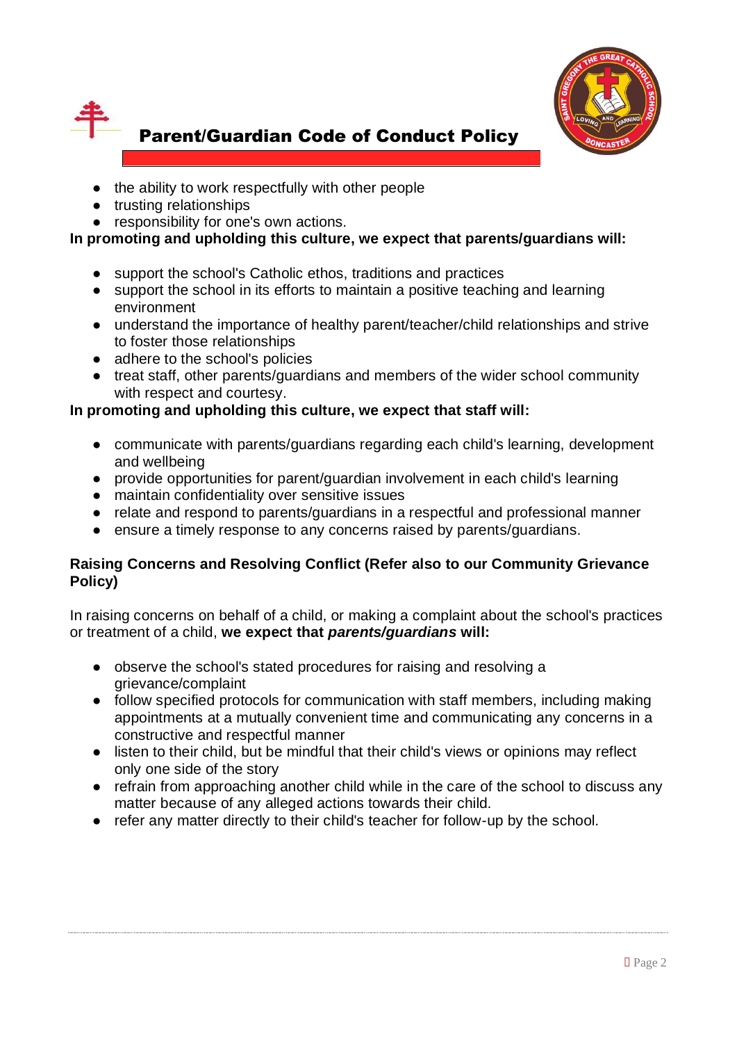- the ability to work respectfully with other people
- trusting relationships
- responsibility for one's own actions.

**In promoting and upholding this culture, we expect that parents/guardians will:**

- support the school's Catholic ethos, traditions and practices
- support the school in its efforts to maintain a positive teaching and learning environment
- understand the importance of healthy parent/teacher/child relationships and strive to foster those relationships
- adhere to the school's policies
- treat staff, other parents/guardians and members of the wider school community with respect and courtesy.

**In promoting and upholding this culture, we expect that staff will:**

- communicate with parents/guardians regarding each child's learning, development and wellbeing
- provide opportunities for parent/guardian involvement in each child's learning
- maintain confidentiality over sensitive issues
- relate and respond to parents/guardians in a respectful and professional manner
- ensure a timely response to any concerns raised by parents/guardians.

**Raising Concerns and Resolving Conflict (Refer also to our Community Grievance Policy)**

In raising concerns on behalf of a child, or making a complaint about the school's practices or treatment of a child, **we expect that *parents/guardians* will:**

- observe the school's stated procedures for raising and resolving a grievance/complaint
- follow specified protocols for communication with staff members, including making appointments at a mutually convenient time and communicating any concerns in a constructive and respectful manner
- listen to their child, but be mindful that their child's views or opinions may reflect only one side of the story
- refrain from approaching another child while in the care of the school to discuss any matter because of any alleged actions towards their child.
- refer any matter directly to their child's teacher for follow-up by the school.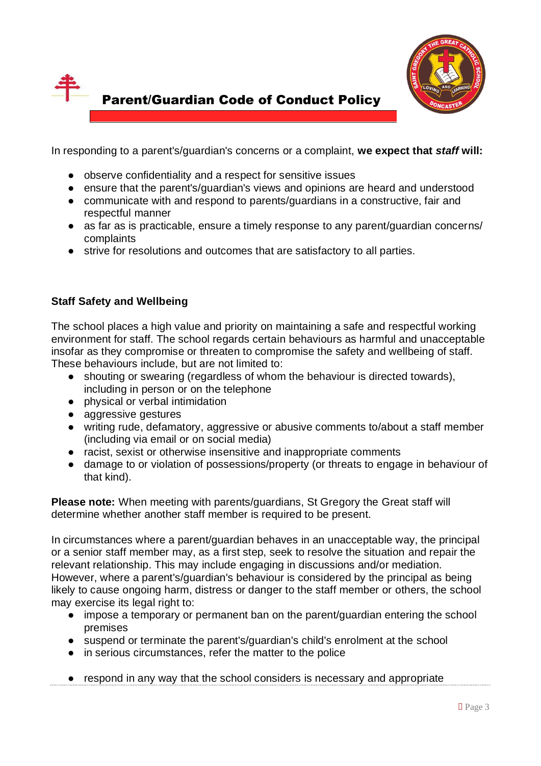In responding to a parent's/guardian's concerns or a complaint, **we expect that *staff* will:**

- observe confidentiality and a respect for sensitive issues
- ensure that the parent's/guardian's views and opinions are heard and understood
- communicate with and respond to parents/guardians in a constructive, fair and respectful manner
- as far as is practicable, ensure a timely response to any parent/guardian concerns/ complaints
- strive for resolutions and outcomes that are satisfactory to all parties.

**Staff Safety and Wellbeing**

The school places a high value and priority on maintaining a safe and respectful working environment for staff. The school regards certain behaviours as harmful and unacceptable insofar as they compromise or threaten to compromise the safety and wellbeing of staff. These behaviours include, but are not limited to:

- shouting or swearing (regardless of whom the behaviour is directed towards), including in person or on the telephone
- physical or verbal intimidation
- aggressive gestures
- writing rude, defamatory, aggressive or abusive comments to/about a staff member (including via email or on social media)
- racist, sexist or otherwise insensitive and inappropriate comments
- damage to or violation of possessions/property (or threats to engage in behaviour of that kind).

**Please note:** When meeting with parents/guardians, St Gregory the Great staff will determine whether another staff member is required to be present.

In circumstances where a parent/guardian behaves in an unacceptable way, the principal or a senior staff member may, as a first step, seek to resolve the situation and repair the relevant relationship. This may include engaging in discussions and/or mediation. However, where a parent's/guardian's behaviour is considered by the principal as being likely to cause ongoing harm, distress or danger to the staff member or others, the school may exercise its legal right to:

- impose a temporary or permanent ban on the parent/guardian entering the school premises
- suspend or terminate the parent's/guardian's child's enrolment at the school
- in serious circumstances, refer the matter to the police
- respond in any way that the school considers is necessary and appropriate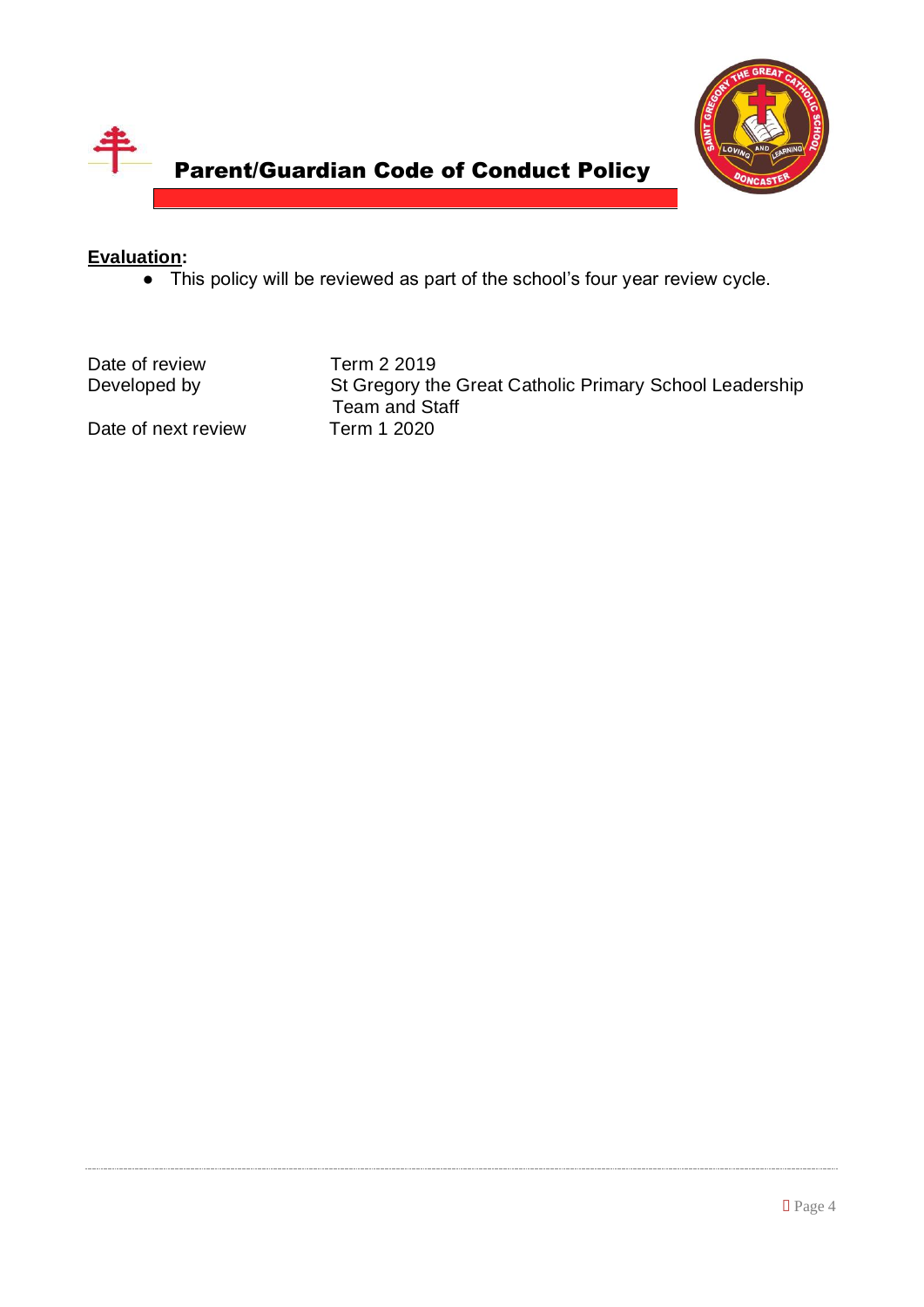**Evaluation:**

- This policy will be reviewed as part of the school's four year review cycle.

| | |
|---|---|
| Date of review | Term 2 2019 |
| Developed by | St Gregory the Great Catholic Primary School Leadership Team and Staff |
| Date of next review | Term 1 2020 |